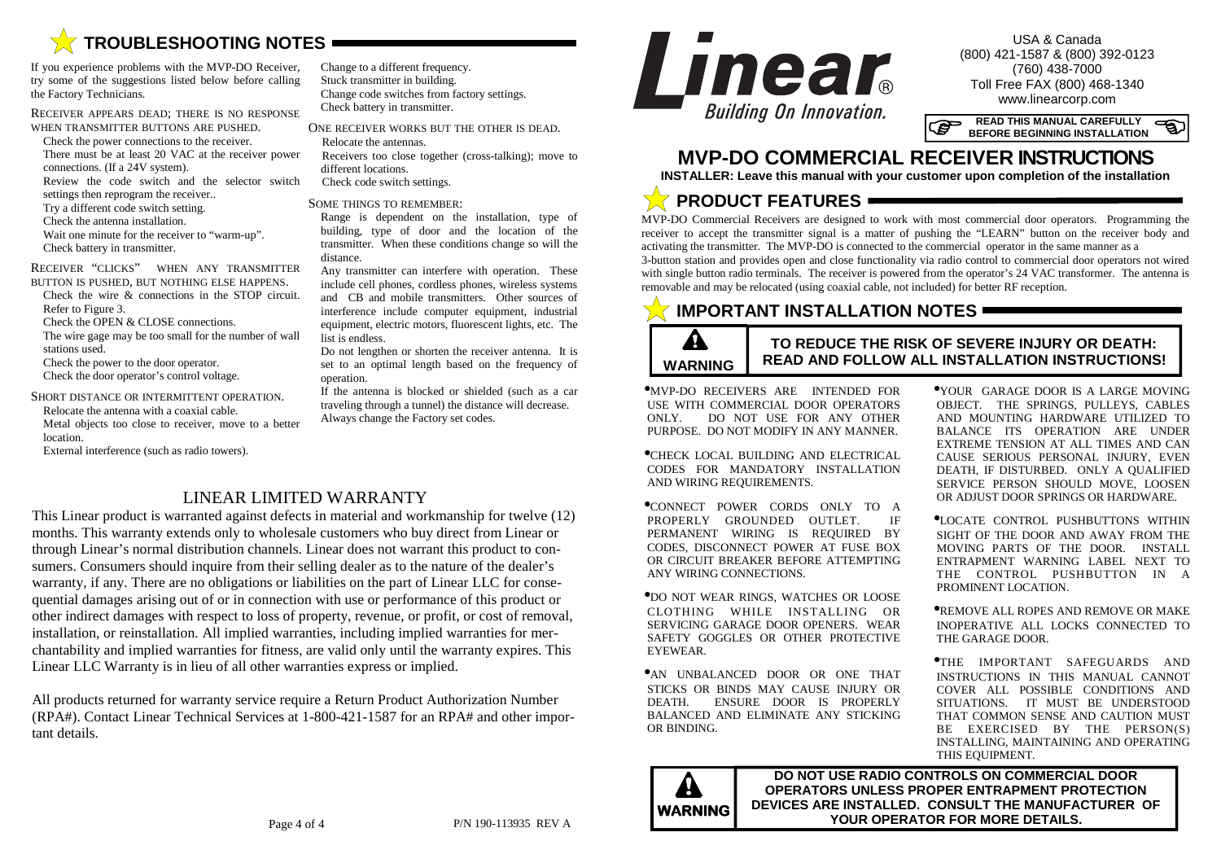## TROUBLESHOOTING NOTES

If you experience problems with the MVP-DO Receiver, try some of the suggestions listed below before calling the Factory Technicians.

RECEIVER APPEARS DEAD; THERE IS NO RESPONSE WHEN TRANSMITTER BUTTONS ARE PUSHED.

- Check the power connections to the receiver.
- There must be at least 20 VAC at the receiver power connections. (If a 24V system).
- Review the code switch and the selector switch settings then reprogram the receiver..
- Try a different code switch setting.
- Check the antenna installation.
- Wait one minute for the receiver to "warm-up".
- Check battery in transmitter.

RECEIVER "CLICKS" WHEN ANY TRANSMITTER BUTTON IS PUSHED, BUT NOTHING ELSE HAPPENS.

- Check the wire & connections in the STOP circuit. Refer to Figure 3.
- Check the OPEN & CLOSE connections.
- The wire gage may be too small for the number of wall stations used.
- Check the power to the door operator.
- Check the door operator's control voltage.

SHORT DISTANCE OR INTERMITTENT OPERATION.

- Relocate the antenna with a coaxial cable.
- Metal objects too close to receiver, move to a better location.
- External interference (such as radio towers).
- Change to a different frequency.
- Stuck transmitter in building.
- Change code switches from factory settings.
- Check battery in transmitter.

ONE RECEIVER WORKS BUT THE OTHER IS DEAD.

- Relocate the antennas.
- Receivers too close together (cross-talking); move to different locations.
- Check code switch settings.

SOME THINGS TO REMEMBER:

- Range is dependent on the installation, type of building, type of door and the location of the transmitter. When these conditions change so will the distance.
- Any transmitter can interfere with operation. These include cell phones, cordless phones, wireless systems and CB and mobile transmitters. Other sources of interference include computer equipment, industrial equipment, electric motors, fluorescent lights, etc. The list is endless.
- Do not lengthen or shorten the receiver antenna. It is set to an optimal length based on the frequency of operation.
- If the antenna is blocked or shielded (such as a car traveling through a tunnel) the distance will decrease.
- Always change the Factory set codes.

## LINEAR LIMITED WARRANTY

This Linear product is warranted against defects in material and workmanship for twelve (12) months. This warranty extends only to wholesale customers who buy direct from Linear or through Linear's normal distribution channels. Linear does not warrant this product to consumers. Consumers should inquire from their selling dealer as to the nature of the dealer's warranty, if any. There are no obligations or liabilities on the part of Linear LLC for consequential damages arising out of or in connection with use or performance of this product or other indirect damages with respect to loss of property, revenue, or profit, or cost of removal, installation, or reinstallation. All implied warranties, including implied warranties for merchantability and implied warranties for fitness, are valid only until the warranty expires. This Linear LLC Warranty is in lieu of all other warranties express or implied.

All products returned for warranty service require a Return Product Authorization Number (RPA#). Contact Linear Technical Services at 1-800-421-1587 for an RPA# and other important details.

P/N 190-113935 REV A

Linear® Building On Innovation.

USA & Canada
(800) 421-1587 & (800) 392-0123
(760) 438-7000
Toll Free FAX (800) 468-1340
www.linearcorp.com

**READ THIS MANUAL CAREFULLY BEFORE BEGINNING INSTALLATION**

# MVP-DO COMMERCIAL RECEIVER INSTRUCTIONS

**INSTALLER: Leave this manual with your customer upon completion of the installation**

## PRODUCT FEATURES

MVP-DO Commercial Receivers are designed to work with most commercial door operators. Programming the receiver to accept the transmitter signal is a matter of pushing the "LEARN" button on the receiver body and activating the transmitter. The MVP-DO is connected to the commercial operator in the same manner as a 3-button station and provides open and close functionality via radio control to commercial door operators not wired with single button radio terminals. The receiver is powered from the operator's 24 VAC transformer. The antenna is removable and may be relocated (using coaxial cable, not included) for better RF reception.

## IMPORTANT INSTALLATION NOTES

**WARNING** — **TO REDUCE THE RISK OF SEVERE INJURY OR DEATH: READ AND FOLLOW ALL INSTALLATION INSTRUCTIONS!**

- MVP-DO RECEIVERS ARE INTENDED FOR USE WITH COMMERCIAL DOOR OPERATORS ONLY. DO NOT USE FOR ANY OTHER PURPOSE. DO NOT MODIFY IN ANY MANNER.
- CHECK LOCAL BUILDING AND ELECTRICAL CODES FOR MANDATORY INSTALLATION AND WIRING REQUIREMENTS.
- CONNECT POWER CORDS ONLY TO A PROPERLY GROUNDED OUTLET. IF PERMANENT WIRING IS REQUIRED BY CODES, DISCONNECT POWER AT FUSE BOX OR CIRCUIT BREAKER BEFORE ATTEMPTING ANY WIRING CONNECTIONS.
- DO NOT WEAR RINGS, WATCHES OR LOOSE CLOTHING WHILE INSTALLING OR SERVICING GARAGE DOOR OPENERS. WEAR SAFETY GOGGLES OR OTHER PROTECTIVE EYEWEAR.
- AN UNBALANCED DOOR OR ONE THAT STICKS OR BINDS MAY CAUSE INJURY OR DEATH. ENSURE DOOR IS PROPERLY BALANCED AND ELIMINATE ANY STICKING OR BINDING.
- YOUR GARAGE DOOR IS A LARGE MOVING OBJECT. THE SPRINGS, PULLEYS, CABLES AND MOUNTING HARDWARE UTILIZED TO BALANCE ITS OPERATION ARE UNDER EXTREME TENSION AT ALL TIMES AND CAN CAUSE SERIOUS PERSONAL INJURY, EVEN DEATH, IF DISTURBED. ONLY A QUALIFIED SERVICE PERSON SHOULD MOVE, LOOSEN OR ADJUST DOOR SPRINGS OR HARDWARE.
- LOCATE CONTROL PUSHBUTTONS WITHIN SIGHT OF THE DOOR AND AWAY FROM THE MOVING PARTS OF THE DOOR. INSTALL ENTRAPMENT WARNING LABEL NEXT TO THE CONTROL PUSHBUTTON IN A PROMINENT LOCATION.
- REMOVE ALL ROPES AND REMOVE OR MAKE INOPERATIVE ALL LOCKS CONNECTED TO THE GARAGE DOOR.
- THE IMPORTANT SAFEGUARDS AND INSTRUCTIONS IN THIS MANUAL CANNOT COVER ALL POSSIBLE CONDITIONS AND SITUATIONS. IT MUST BE UNDERSTOOD THAT COMMON SENSE AND CAUTION MUST BE EXERCISED BY THE PERSON(S) INSTALLING, MAINTAINING AND OPERATING THIS EQUIPMENT.

**WARNING** — **DO NOT USE RADIO CONTROLS ON COMMERCIAL DOOR OPERATORS UNLESS PROPER ENTRAPMENT PROTECTION DEVICES ARE INSTALLED. CONSULT THE MANUFACTURER OF YOUR OPERATOR FOR MORE DETAILS.**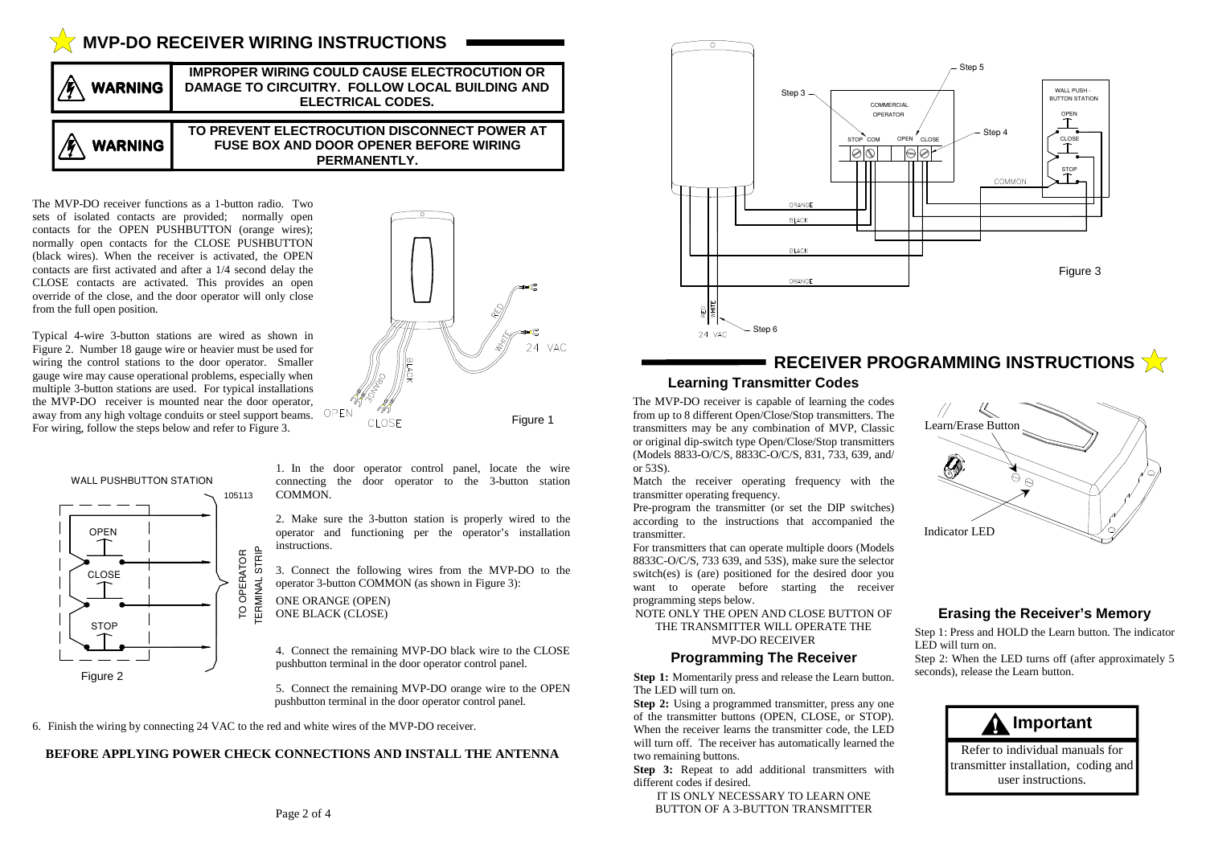# MVP-DO RECEIVER WIRING INSTRUCTIONS

**WARNING** — **IMPROPER WIRING COULD CAUSE ELECTROCUTION OR DAMAGE TO CIRCUITRY. FOLLOW LOCAL BUILDING AND ELECTRICAL CODES.**

**WARNING** — **TO PREVENT ELECTROCUTION DISCONNECT POWER AT FUSE BOX AND DOOR OPENER BEFORE WIRING PERMANENTLY.**

The MVP-DO receiver functions as a 1-button radio. Two sets of isolated contacts are provided; normally open contacts for the OPEN PUSHBUTTON (orange wires); normally open contacts for the CLOSE PUSHBUTTON (black wires). When the receiver is activated, the OPEN contacts are first activated and after a 1/4 second delay the CLOSE contacts are activated. This provides an open override of the close, and the door operator will only close from the full open position.

Typical 4-wire 3-button stations are wired as shown in Figure 2. Number 18 gauge wire or heavier must be used for wiring the control stations to the door operator. Smaller gauge wire may cause operational problems, especially when multiple 3-button stations are used. For typical installations the MVP-DO receiver is mounted near the door operator, away from any high voltage conduits or steel support beams. For wiring, follow the steps below and refer to Figure 3.

RED
WHITE
24 VAC
BLACK
ORANGE
OPEN
CLOSE

Figure 1

WALL PUSHBUTTON STATION
105113
OPEN
CLOSE
STOP
TO OPERATOR TERMINAL STRIP

Figure 2

1. In the door operator control panel, locate the wire connecting the door operator to the 3-button station COMMON.

2. Make sure the 3-button station is properly wired to the operator and functioning per the operator's installation instructions.

3. Connect the following wires from the MVP-DO to the operator 3-button COMMON (as shown in Figure 3):

   ONE ORANGE (OPEN)
   ONE BLACK (CLOSE)

4. Connect the remaining MVP-DO black wire to the CLOSE pushbutton terminal in the door operator control panel.

5. Connect the remaining MVP-DO orange wire to the OPEN pushbutton terminal in the door operator control panel.

6. Finish the wiring by connecting 24 VAC to the red and white wires of the MVP-DO receiver.

**BEFORE APPLYING POWER CHECK CONNECTIONS AND INSTALL THE ANTENNA**

Step 3
Step 4
Step 5
Step 6
COMMERCIAL OPERATOR
STOP COM OPEN CLOSE
WALL PUSH - BUTTON STATION
OPEN
CLOSE
STOP
COMMON
ORANGE
BLACK
BLACK
ORANGE
RED
WHITE
24 VAC

Figure 3

# RECEIVER PROGRAMMING INSTRUCTIONS

## Learning Transmitter Codes

The MVP-DO receiver is capable of learning the codes from up to 8 different Open/Close/Stop transmitters. The transmitters may be any combination of MVP, Classic or original dip-switch type Open/Close/Stop transmitters (Models 8833-O/C/S, 8833C-O/C/S, 831, 733, 639, and/ or 53S).

Match the receiver operating frequency with the transmitter operating frequency.

Pre-program the transmitter (or set the DIP switches) according to the instructions that accompanied the transmitter.

For transmitters that can operate multiple doors (Models 8833C-O/C/S, 733 639, and 53S), make sure the selector switch(es) is (are) positioned for the desired door you want to operate before starting the receiver programming steps below.

NOTE ONLY THE OPEN AND CLOSE BUTTON OF THE TRANSMITTER WILL OPERATE THE MVP-DO RECEIVER

Learn/Erase Button
Indicator LED

## Programming The Receiver

**Step 1:** Momentarily press and release the Learn button. The LED will turn on.

**Step 2:** Using a programmed transmitter, press any one of the transmitter buttons (OPEN, CLOSE, or STOP). When the receiver learns the transmitter code, the LED will turn off. The receiver has automatically learned the two remaining buttons.

**Step 3:** Repeat to add additional transmitters with different codes if desired.

IT IS ONLY NECESSARY TO LEARN ONE BUTTON OF A 3-BUTTON TRANSMITTER

## Erasing the Receiver's Memory

Step 1: Press and HOLD the Learn button. The indicator LED will turn on.

Step 2: When the LED turns off (after approximately 5 seconds), release the Learn button.

**Important**

Refer to individual manuals for transmitter installation, coding and user instructions.